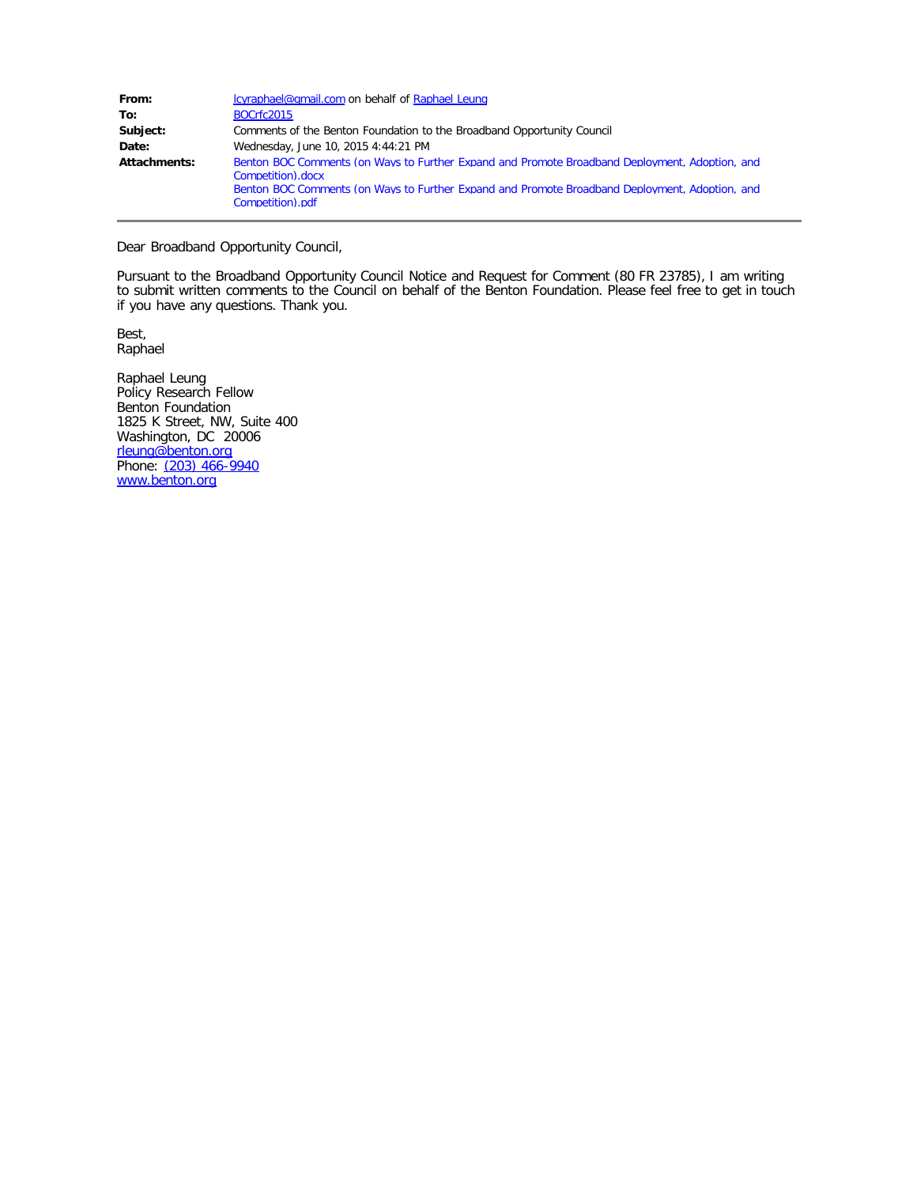| | |
|---|---|
| **From:** | lcyraphael@gmail.com on behalf of Raphael Leung |
| **To:** | BOCrfc2015 |
| **Subject:** | Comments of the Benton Foundation to the Broadband Opportunity Council |
| **Date:** | Wednesday, June 10, 2015 4:44:21 PM |
| **Attachments:** | Benton BOC Comments (on Ways to Further Expand and Promote Broadband Deployment, Adoption, and Competition).docx<br>Benton BOC Comments (on Ways to Further Expand and Promote Broadband Deployment, Adoption, and Competition).pdf |

Dear Broadband Opportunity Council,

Pursuant to the Broadband Opportunity Council Notice and Request for Comment (80 FR 23785), I am writing to submit written comments to the Council on behalf of the Benton Foundation. Please feel free to get in touch if you have any questions. Thank you.

Best,
Raphael

Raphael Leung
Policy Research Fellow
Benton Foundation
1825 K Street, NW, Suite 400
Washington, DC 20006
rleung@benton.org
Phone: (203) 466-9940
www.benton.org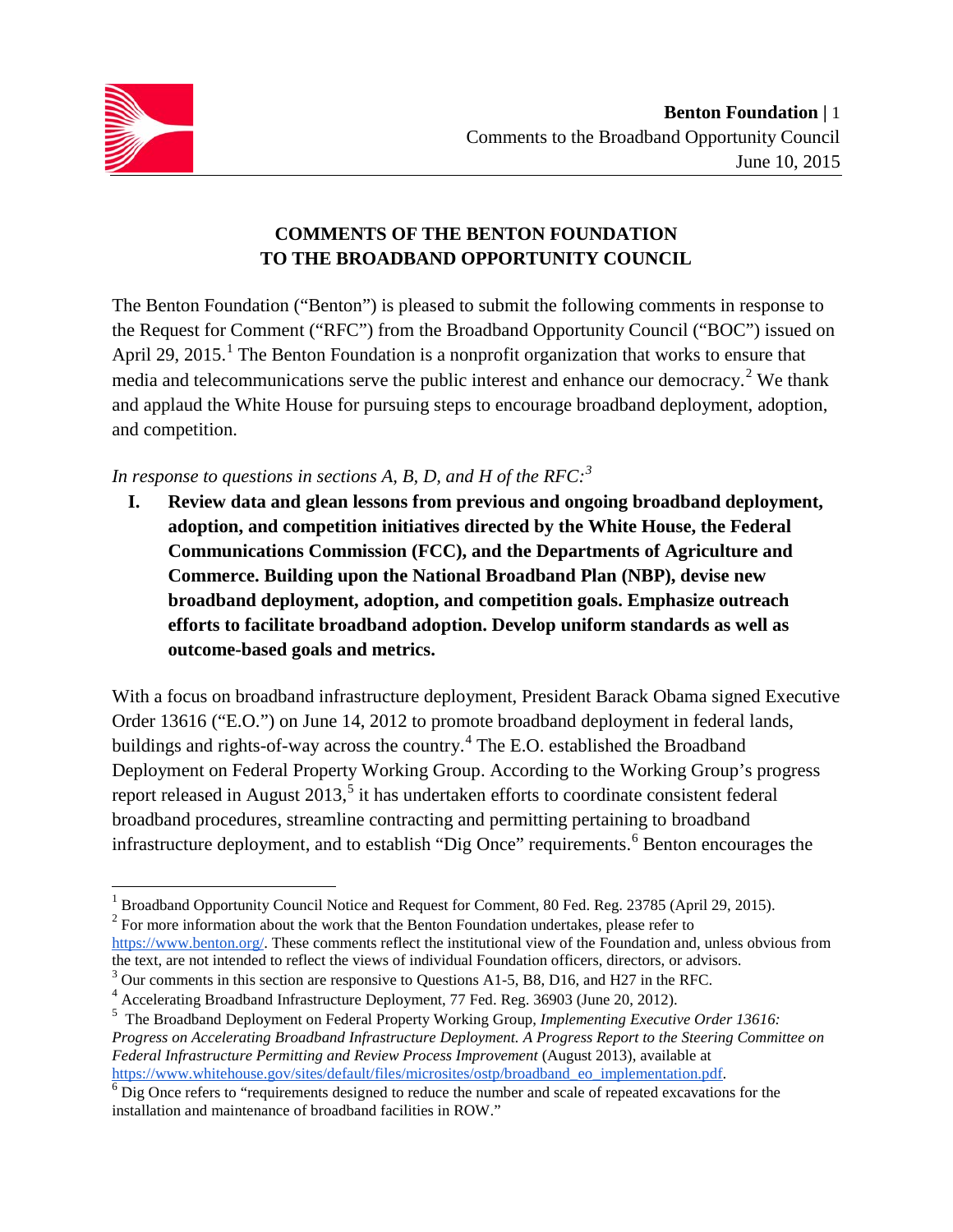# COMMENTS OF THE BENTON FOUNDATION TO THE BROADBAND OPPORTUNITY COUNCIL

The Benton Foundation ("Benton") is pleased to submit the following comments in response to the Request for Comment ("RFC") from the Broadband Opportunity Council ("BOC") issued on April 29, 2015.[1] The Benton Foundation is a nonprofit organization that works to ensure that media and telecommunications serve the public interest and enhance our democracy.[2] We thank and applaud the White House for pursuing steps to encourage broadband deployment, adoption, and competition.

*In response to questions in sections A, B, D, and H of the RFC:*[3]

## I. Review data and glean lessons from previous and ongoing broadband deployment, adoption, and competition initiatives directed by the White House, the Federal Communications Commission (FCC), and the Departments of Agriculture and Commerce. Building upon the National Broadband Plan (NBP), devise new broadband deployment, adoption, and competition goals. Emphasize outreach efforts to facilitate broadband adoption. Develop uniform standards as well as outcome-based goals and metrics.

With a focus on broadband infrastructure deployment, President Barack Obama signed Executive Order 13616 ("E.O.") on June 14, 2012 to promote broadband deployment in federal lands, buildings and rights-of-way across the country.[4] The E.O. established the Broadband Deployment on Federal Property Working Group. According to the Working Group's progress report released in August 2013,[5] it has undertaken efforts to coordinate consistent federal broadband procedures, streamline contracting and permitting pertaining to broadband infrastructure deployment, and to establish "Dig Once" requirements.[6] Benton encourages the

---

[1] Broadband Opportunity Council Notice and Request for Comment, 80 Fed. Reg. 23785 (April 29, 2015).

[2] For more information about the work that the Benton Foundation undertakes, please refer to https://www.benton.org/. These comments reflect the institutional view of the Foundation and, unless obvious from the text, are not intended to reflect the views of individual Foundation officers, directors, or advisors.

[3] Our comments in this section are responsive to Questions A1-5, B8, D16, and H27 in the RFC.

[4] Accelerating Broadband Infrastructure Deployment, 77 Fed. Reg. 36903 (June 20, 2012).

[5] The Broadband Deployment on Federal Property Working Group, *Implementing Executive Order 13616: Progress on Accelerating Broadband Infrastructure Deployment. A Progress Report to the Steering Committee on Federal Infrastructure Permitting and Review Process Improvement* (August 2013), available at https://www.whitehouse.gov/sites/default/files/microsites/ostp/broadband_eo_implementation.pdf.

[6] Dig Once refers to "requirements designed to reduce the number and scale of repeated excavations for the installation and maintenance of broadband facilities in ROW."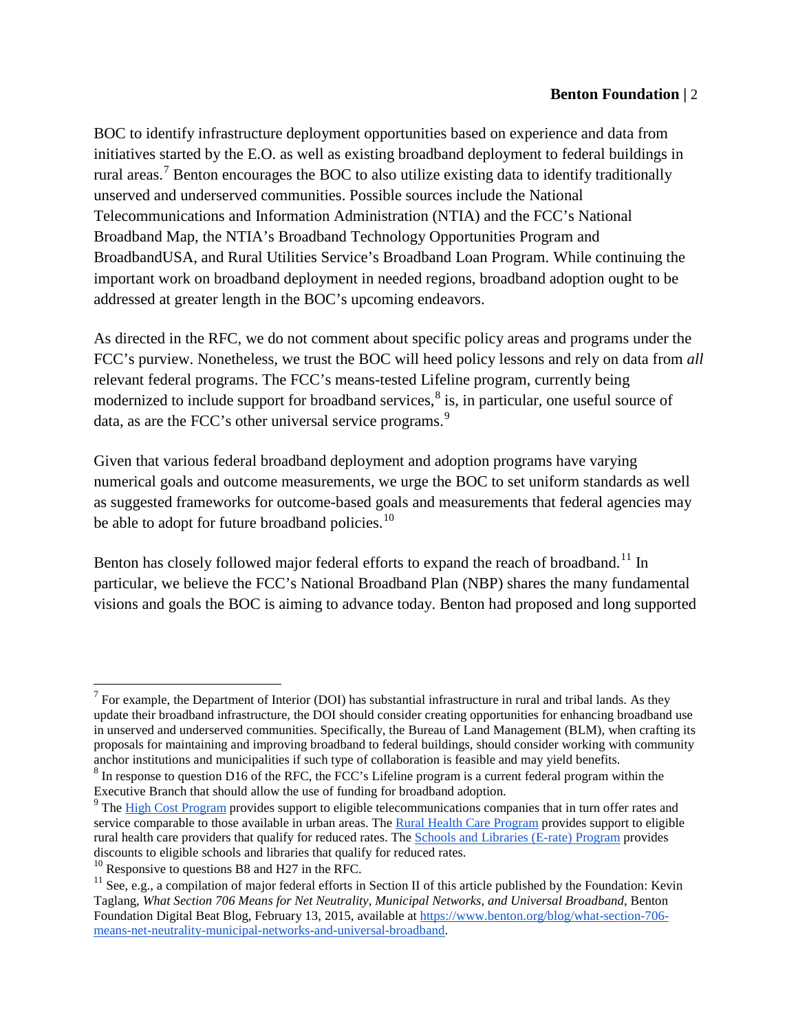BOC to identify infrastructure deployment opportunities based on experience and data from initiatives started by the E.O. as well as existing broadband deployment to federal buildings in rural areas.[7] Benton encourages the BOC to also utilize existing data to identify traditionally unserved and underserved communities. Possible sources include the National Telecommunications and Information Administration (NTIA) and the FCC's National Broadband Map, the NTIA's Broadband Technology Opportunities Program and BroadbandUSA, and Rural Utilities Service's Broadband Loan Program. While continuing the important work on broadband deployment in needed regions, broadband adoption ought to be addressed at greater length in the BOC's upcoming endeavors.

As directed in the RFC, we do not comment about specific policy areas and programs under the FCC's purview. Nonetheless, we trust the BOC will heed policy lessons and rely on data from *all* relevant federal programs. The FCC's means-tested Lifeline program, currently being modernized to include support for broadband services,[8] is, in particular, one useful source of data, as are the FCC's other universal service programs.[9]

Given that various federal broadband deployment and adoption programs have varying numerical goals and outcome measurements, we urge the BOC to set uniform standards as well as suggested frameworks for outcome-based goals and measurements that federal agencies may be able to adopt for future broadband policies.[10]

Benton has closely followed major federal efforts to expand the reach of broadband.[11] In particular, we believe the FCC's National Broadband Plan (NBP) shares the many fundamental visions and goals the BOC is aiming to advance today. Benton had proposed and long supported

---

[7] For example, the Department of Interior (DOI) has substantial infrastructure in rural and tribal lands. As they update their broadband infrastructure, the DOI should consider creating opportunities for enhancing broadband use in unserved and underserved communities. Specifically, the Bureau of Land Management (BLM), when crafting its proposals for maintaining and improving broadband to federal buildings, should consider working with community anchor institutions and municipalities if such type of collaboration is feasible and may yield benefits.

[8] In response to question D16 of the RFC, the FCC's Lifeline program is a current federal program within the Executive Branch that should allow the use of funding for broadband adoption.

[9] The High Cost Program provides support to eligible telecommunications companies that in turn offer rates and service comparable to those available in urban areas. The Rural Health Care Program provides support to eligible rural health care providers that qualify for reduced rates. The Schools and Libraries (E-rate) Program provides discounts to eligible schools and libraries that qualify for reduced rates.

[10] Responsive to questions B8 and H27 in the RFC.

[11] See, e.g., a compilation of major federal efforts in Section II of this article published by the Foundation: Kevin Taglang, *What Section 706 Means for Net Neutrality, Municipal Networks, and Universal Broadband*, Benton Foundation Digital Beat Blog, February 13, 2015, available at https://www.benton.org/blog/what-section-706-means-net-neutrality-municipal-networks-and-universal-broadband.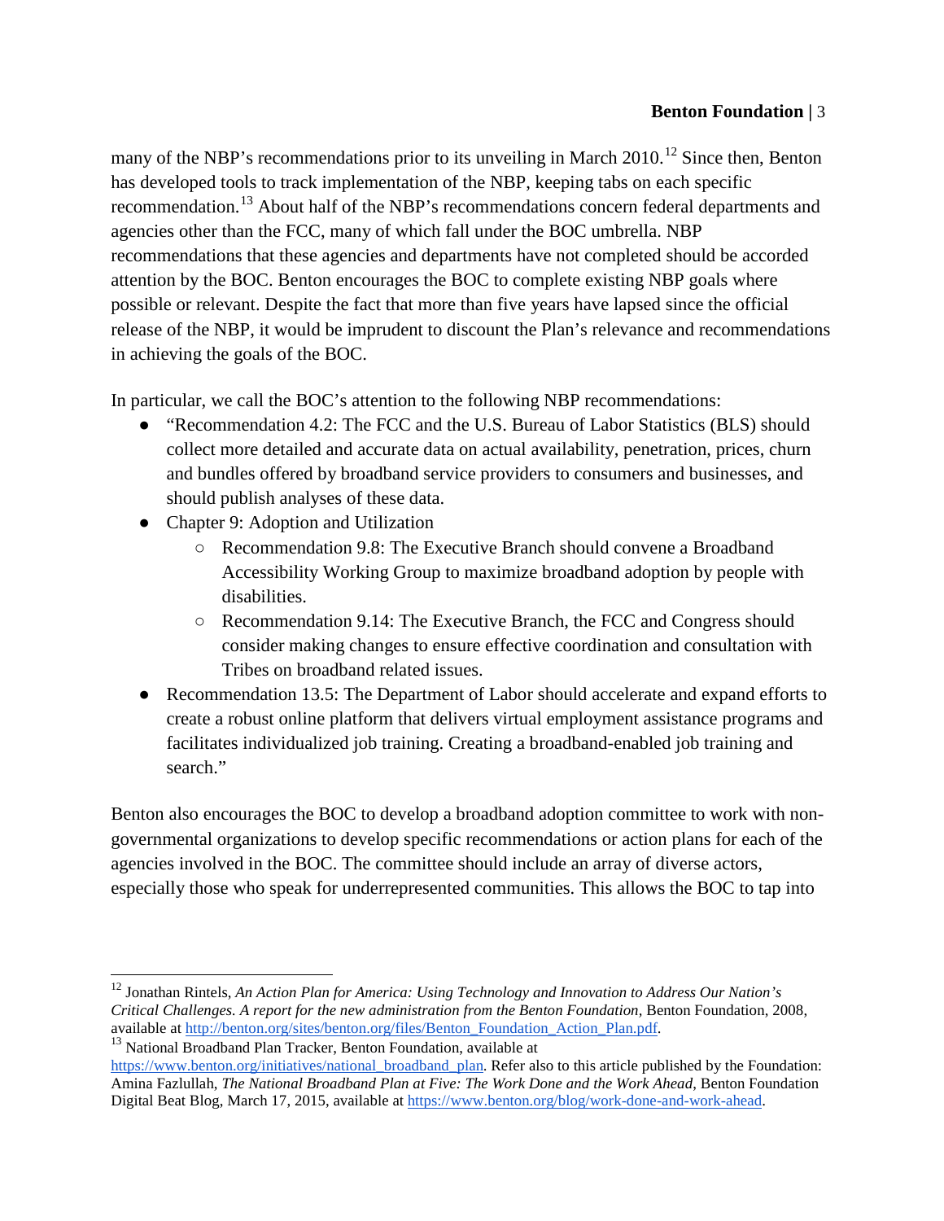many of the NBP's recommendations prior to its unveiling in March 2010.[12] Since then, Benton has developed tools to track implementation of the NBP, keeping tabs on each specific recommendation.[13] About half of the NBP's recommendations concern federal departments and agencies other than the FCC, many of which fall under the BOC umbrella. NBP recommendations that these agencies and departments have not completed should be accorded attention by the BOC. Benton encourages the BOC to complete existing NBP goals where possible or relevant. Despite the fact that more than five years have lapsed since the official release of the NBP, it would be imprudent to discount the Plan's relevance and recommendations in achieving the goals of the BOC.

In particular, we call the BOC's attention to the following NBP recommendations:

- "Recommendation 4.2: The FCC and the U.S. Bureau of Labor Statistics (BLS) should collect more detailed and accurate data on actual availability, penetration, prices, churn and bundles offered by broadband service providers to consumers and businesses, and should publish analyses of these data.
- Chapter 9: Adoption and Utilization
    - Recommendation 9.8: The Executive Branch should convene a Broadband Accessibility Working Group to maximize broadband adoption by people with disabilities.
    - Recommendation 9.14: The Executive Branch, the FCC and Congress should consider making changes to ensure effective coordination and consultation with Tribes on broadband related issues.
- Recommendation 13.5: The Department of Labor should accelerate and expand efforts to create a robust online platform that delivers virtual employment assistance programs and facilitates individualized job training. Creating a broadband-enabled job training and search."

Benton also encourages the BOC to develop a broadband adoption committee to work with non-governmental organizations to develop specific recommendations or action plans for each of the agencies involved in the BOC. The committee should include an array of diverse actors, especially those who speak for underrepresented communities. This allows the BOC to tap into

---

[12] Jonathan Rintels, *An Action Plan for America: Using Technology and Innovation to Address Our Nation's Critical Challenges. A report for the new administration from the Benton Foundation*, Benton Foundation, 2008, available at http://benton.org/sites/benton.org/files/Benton_Foundation_Action_Plan.pdf.

[13] National Broadband Plan Tracker, Benton Foundation, available at https://www.benton.org/initiatives/national_broadband_plan. Refer also to this article published by the Foundation: Amina Fazlullah, *The National Broadband Plan at Five: The Work Done and the Work Ahead*, Benton Foundation Digital Beat Blog, March 17, 2015, available at https://www.benton.org/blog/work-done-and-work-ahead.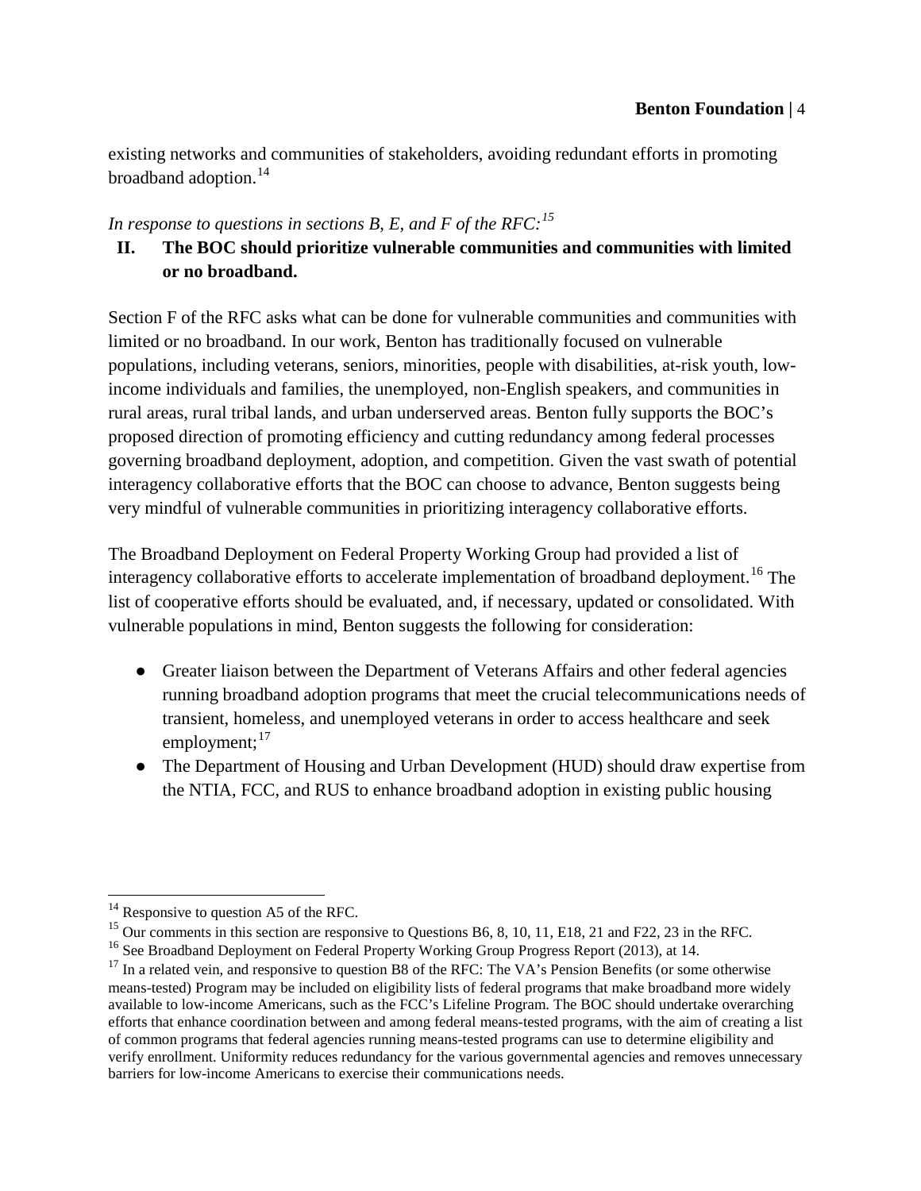existing networks and communities of stakeholders, avoiding redundant efforts in promoting broadband adoption.[14]

*In response to questions in sections B, E, and F of the RFC:[15]*

## II. The BOC should prioritize vulnerable communities and communities with limited or no broadband.

Section F of the RFC asks what can be done for vulnerable communities and communities with limited or no broadband. In our work, Benton has traditionally focused on vulnerable populations, including veterans, seniors, minorities, people with disabilities, at-risk youth, low-income individuals and families, the unemployed, non-English speakers, and communities in rural areas, rural tribal lands, and urban underserved areas. Benton fully supports the BOC's proposed direction of promoting efficiency and cutting redundancy among federal processes governing broadband deployment, adoption, and competition. Given the vast swath of potential interagency collaborative efforts that the BOC can choose to advance, Benton suggests being very mindful of vulnerable communities in prioritizing interagency collaborative efforts.

The Broadband Deployment on Federal Property Working Group had provided a list of interagency collaborative efforts to accelerate implementation of broadband deployment.[16] The list of cooperative efforts should be evaluated, and, if necessary, updated or consolidated. With vulnerable populations in mind, Benton suggests the following for consideration:

- Greater liaison between the Department of Veterans Affairs and other federal agencies running broadband adoption programs that meet the crucial telecommunications needs of transient, homeless, and unemployed veterans in order to access healthcare and seek employment;[17]
- The Department of Housing and Urban Development (HUD) should draw expertise from the NTIA, FCC, and RUS to enhance broadband adoption in existing public housing

---

[14] Responsive to question A5 of the RFC.

[15] Our comments in this section are responsive to Questions B6, 8, 10, 11, E18, 21 and F22, 23 in the RFC.

[16] See Broadband Deployment on Federal Property Working Group Progress Report (2013), at 14.

[17] In a related vein, and responsive to question B8 of the RFC: The VA's Pension Benefits (or some otherwise means-tested) Program may be included on eligibility lists of federal programs that make broadband more widely available to low-income Americans, such as the FCC's Lifeline Program. The BOC should undertake overarching efforts that enhance coordination between and among federal means-tested programs, with the aim of creating a list of common programs that federal agencies running means-tested programs can use to determine eligibility and verify enrollment. Uniformity reduces redundancy for the various governmental agencies and removes unnecessary barriers for low-income Americans to exercise their communications needs.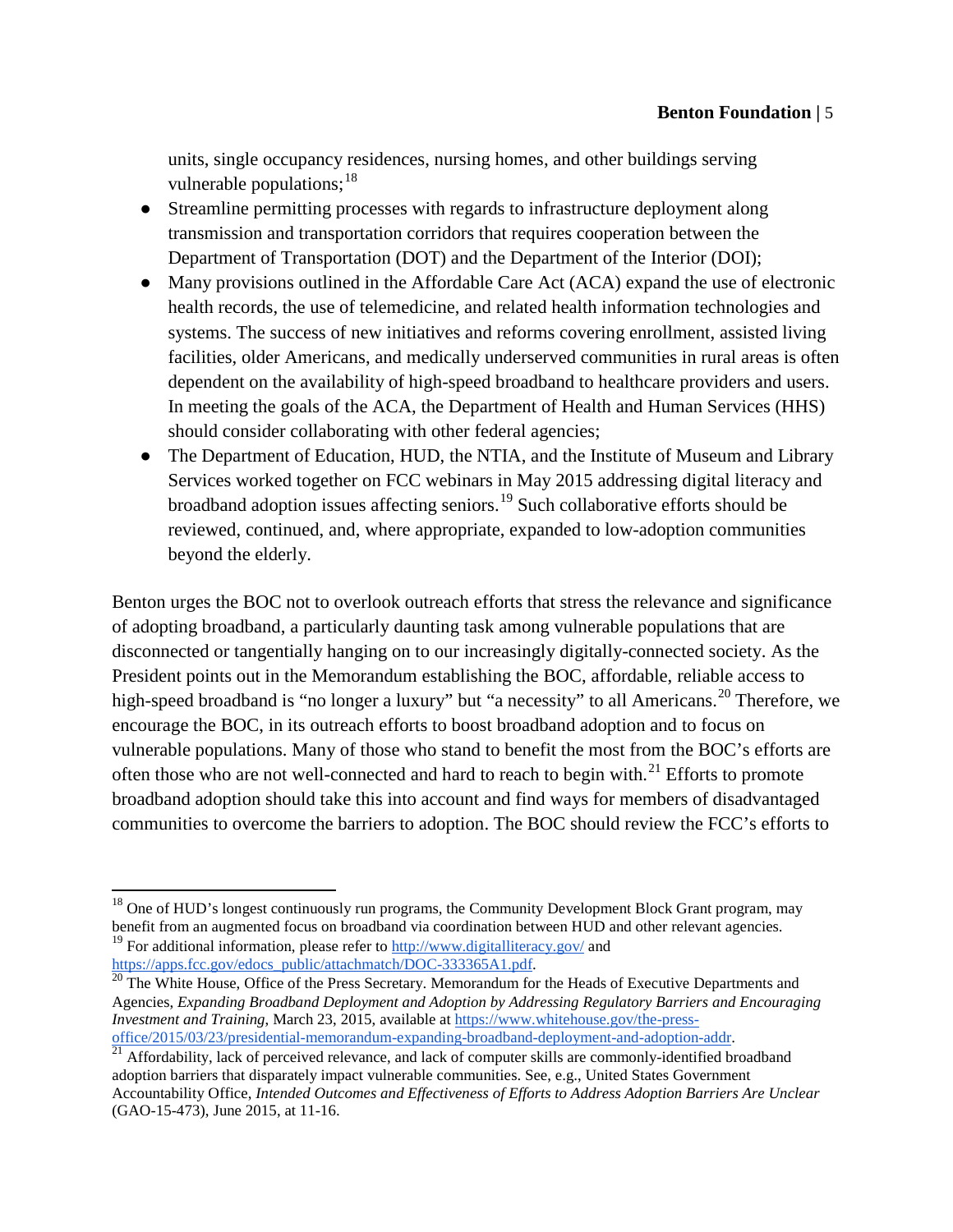units, single occupancy residences, nursing homes, and other buildings serving vulnerable populations;[18]

- Streamline permitting processes with regards to infrastructure deployment along transmission and transportation corridors that requires cooperation between the Department of Transportation (DOT) and the Department of the Interior (DOI);
- Many provisions outlined in the Affordable Care Act (ACA) expand the use of electronic health records, the use of telemedicine, and related health information technologies and systems. The success of new initiatives and reforms covering enrollment, assisted living facilities, older Americans, and medically underserved communities in rural areas is often dependent on the availability of high-speed broadband to healthcare providers and users. In meeting the goals of the ACA, the Department of Health and Human Services (HHS) should consider collaborating with other federal agencies;
- The Department of Education, HUD, the NTIA, and the Institute of Museum and Library Services worked together on FCC webinars in May 2015 addressing digital literacy and broadband adoption issues affecting seniors.[19] Such collaborative efforts should be reviewed, continued, and, where appropriate, expanded to low-adoption communities beyond the elderly.

Benton urges the BOC not to overlook outreach efforts that stress the relevance and significance of adopting broadband, a particularly daunting task among vulnerable populations that are disconnected or tangentially hanging on to our increasingly digitally-connected society. As the President points out in the Memorandum establishing the BOC, affordable, reliable access to high-speed broadband is "no longer a luxury" but "a necessity" to all Americans.[20] Therefore, we encourage the BOC, in its outreach efforts to boost broadband adoption and to focus on vulnerable populations. Many of those who stand to benefit the most from the BOC's efforts are often those who are not well-connected and hard to reach to begin with.[21] Efforts to promote broadband adoption should take this into account and find ways for members of disadvantaged communities to overcome the barriers to adoption. The BOC should review the FCC's efforts to

---

[18] One of HUD's longest continuously run programs, the Community Development Block Grant program, may benefit from an augmented focus on broadband via coordination between HUD and other relevant agencies.

[19] For additional information, please refer to http://www.digitalliteracy.gov/ and https://apps.fcc.gov/edocs_public/attachmatch/DOC-333365A1.pdf.

[20] The White House, Office of the Press Secretary. Memorandum for the Heads of Executive Departments and Agencies, *Expanding Broadband Deployment and Adoption by Addressing Regulatory Barriers and Encouraging Investment and Training*, March 23, 2015, available at https://www.whitehouse.gov/the-press-office/2015/03/23/presidential-memorandum-expanding-broadband-deployment-and-adoption-addr.

[21] Affordability, lack of perceived relevance, and lack of computer skills are commonly-identified broadband adoption barriers that disparately impact vulnerable communities. See, e.g., United States Government Accountability Office, *Intended Outcomes and Effectiveness of Efforts to Address Adoption Barriers Are Unclear* (GAO-15-473), June 2015, at 11-16.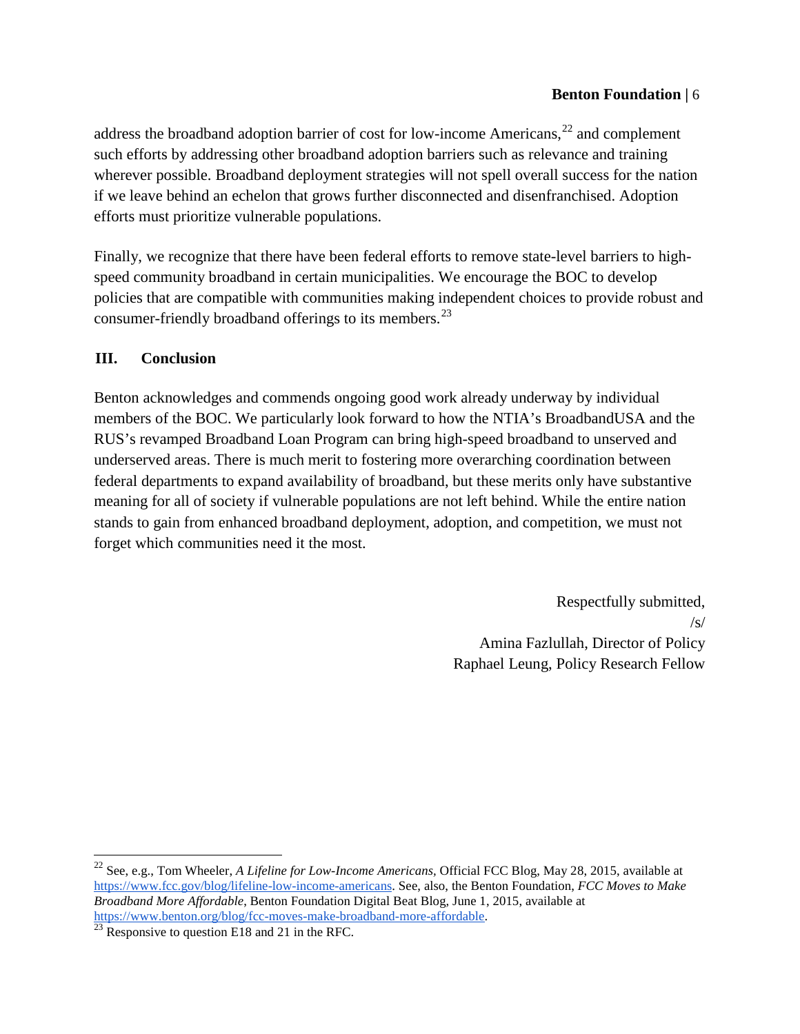address the broadband adoption barrier of cost for low-income Americans,[22] and complement such efforts by addressing other broadband adoption barriers such as relevance and training wherever possible. Broadband deployment strategies will not spell overall success for the nation if we leave behind an echelon that grows further disconnected and disenfranchised. Adoption efforts must prioritize vulnerable populations.

Finally, we recognize that there have been federal efforts to remove state-level barriers to high-speed community broadband in certain municipalities. We encourage the BOC to develop policies that are compatible with communities making independent choices to provide robust and consumer-friendly broadband offerings to its members.[23]

## III. Conclusion

Benton acknowledges and commends ongoing good work already underway by individual members of the BOC. We particularly look forward to how the NTIA's BroadbandUSA and the RUS's revamped Broadband Loan Program can bring high-speed broadband to unserved and underserved areas. There is much merit to fostering more overarching coordination between federal departments to expand availability of broadband, but these merits only have substantive meaning for all of society if vulnerable populations are not left behind. While the entire nation stands to gain from enhanced broadband deployment, adoption, and competition, we must not forget which communities need it the most.

Respectfully submitted,
/s/
Amina Fazlullah, Director of Policy
Raphael Leung, Policy Research Fellow

---

[22] See, e.g., Tom Wheeler, *A Lifeline for Low-Income Americans*, Official FCC Blog, May 28, 2015, available at https://www.fcc.gov/blog/lifeline-low-income-americans. See, also, the Benton Foundation, *FCC Moves to Make Broadband More Affordable*, Benton Foundation Digital Beat Blog, June 1, 2015, available at https://www.benton.org/blog/fcc-moves-make-broadband-more-affordable.

[23] Responsive to question E18 and 21 in the RFC.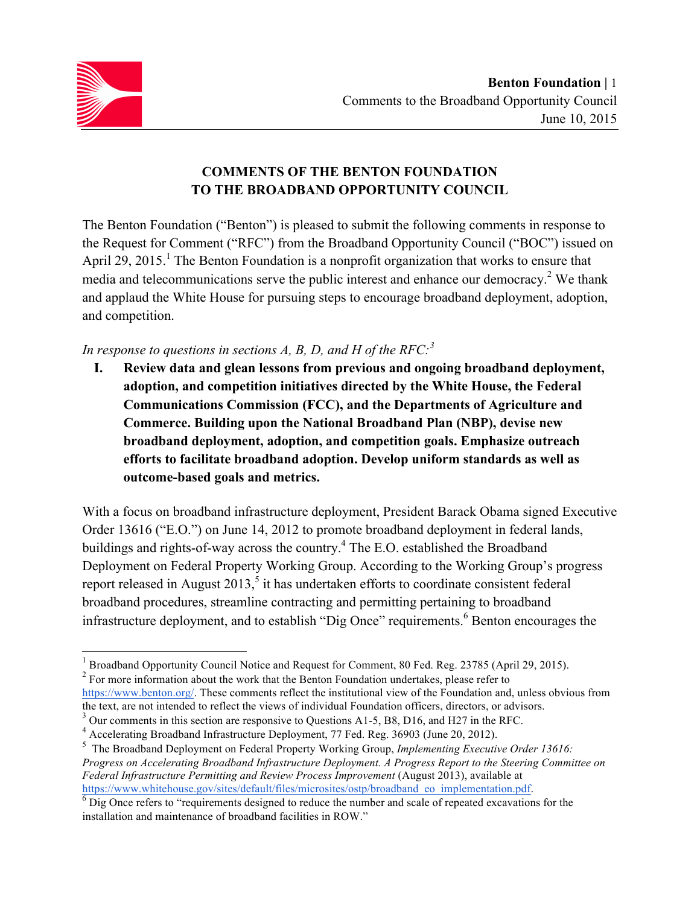# COMMENTS OF THE BENTON FOUNDATION TO THE BROADBAND OPPORTUNITY COUNCIL

The Benton Foundation ("Benton") is pleased to submit the following comments in response to the Request for Comment ("RFC") from the Broadband Opportunity Council ("BOC") issued on April 29, 2015.[1] The Benton Foundation is a nonprofit organization that works to ensure that media and telecommunications serve the public interest and enhance our democracy.[2] We thank and applaud the White House for pursuing steps to encourage broadband deployment, adoption, and competition.

*In response to questions in sections A, B, D, and H of the RFC:*[3]

## I. Review data and glean lessons from previous and ongoing broadband deployment, adoption, and competition initiatives directed by the White House, the Federal Communications Commission (FCC), and the Departments of Agriculture and Commerce. Building upon the National Broadband Plan (NBP), devise new broadband deployment, adoption, and competition goals. Emphasize outreach efforts to facilitate broadband adoption. Develop uniform standards as well as outcome-based goals and metrics.

With a focus on broadband infrastructure deployment, President Barack Obama signed Executive Order 13616 ("E.O.") on June 14, 2012 to promote broadband deployment in federal lands, buildings and rights-of-way across the country.[4] The E.O. established the Broadband Deployment on Federal Property Working Group. According to the Working Group's progress report released in August 2013,[5] it has undertaken efforts to coordinate consistent federal broadband procedures, streamline contracting and permitting pertaining to broadband infrastructure deployment, and to establish "Dig Once" requirements.[6] Benton encourages the

---

[1] Broadband Opportunity Council Notice and Request for Comment, 80 Fed. Reg. 23785 (April 29, 2015).

[2] For more information about the work that the Benton Foundation undertakes, please refer to https://www.benton.org/. These comments reflect the institutional view of the Foundation and, unless obvious from the text, are not intended to reflect the views of individual Foundation officers, directors, or advisors.

[3] Our comments in this section are responsive to Questions A1-5, B8, D16, and H27 in the RFC.

[4] Accelerating Broadband Infrastructure Deployment, 77 Fed. Reg. 36903 (June 20, 2012).

[5] The Broadband Deployment on Federal Property Working Group, *Implementing Executive Order 13616: Progress on Accelerating Broadband Infrastructure Deployment. A Progress Report to the Steering Committee on Federal Infrastructure Permitting and Review Process Improvement* (August 2013), available at https://www.whitehouse.gov/sites/default/files/microsites/ostp/broadband_eo_implementation.pdf.

[6] Dig Once refers to "requirements designed to reduce the number and scale of repeated excavations for the installation and maintenance of broadband facilities in ROW."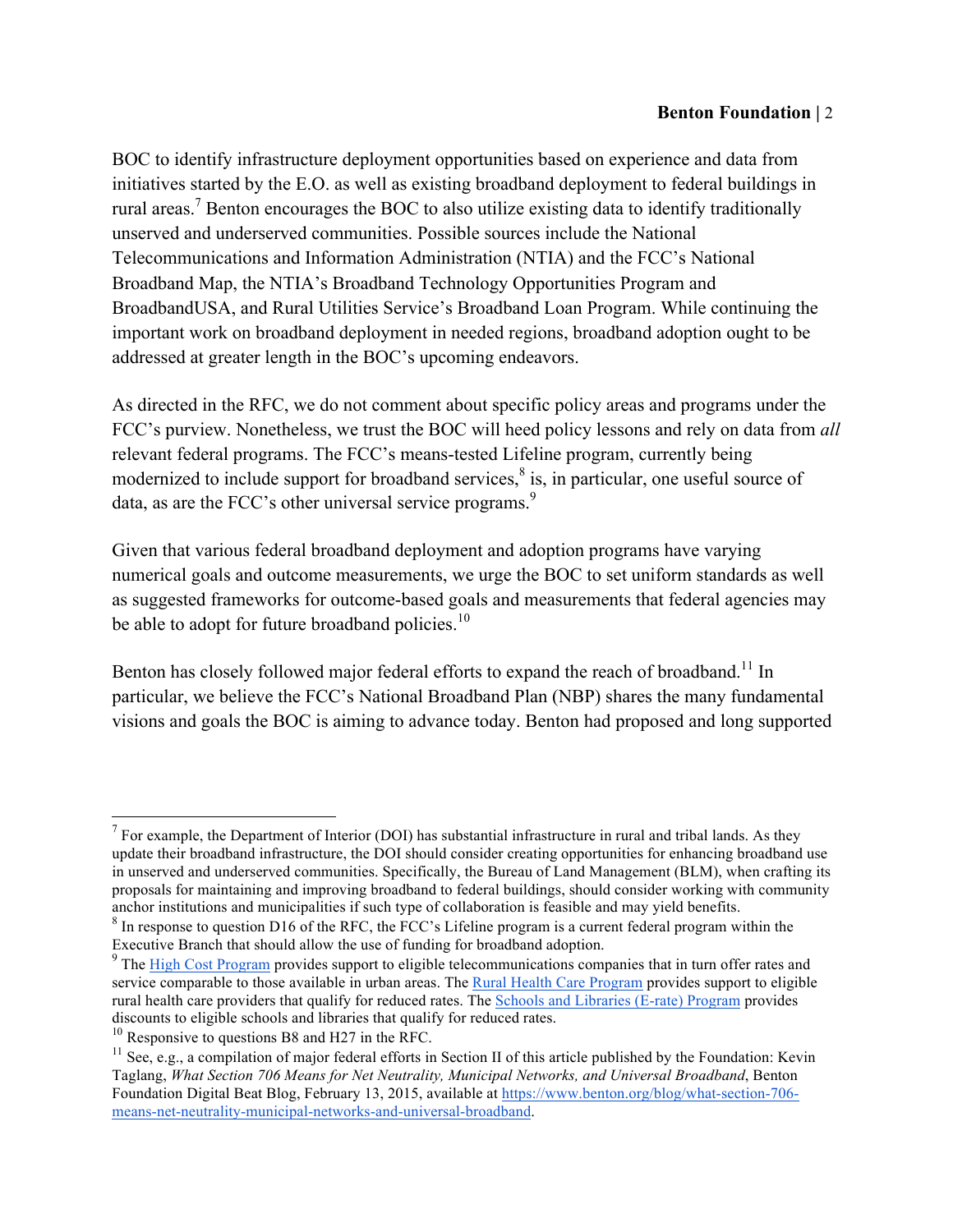BOC to identify infrastructure deployment opportunities based on experience and data from initiatives started by the E.O. as well as existing broadband deployment to federal buildings in rural areas.[7] Benton encourages the BOC to also utilize existing data to identify traditionally unserved and underserved communities. Possible sources include the National Telecommunications and Information Administration (NTIA) and the FCC's National Broadband Map, the NTIA's Broadband Technology Opportunities Program and BroadbandUSA, and Rural Utilities Service's Broadband Loan Program. While continuing the important work on broadband deployment in needed regions, broadband adoption ought to be addressed at greater length in the BOC's upcoming endeavors.

As directed in the RFC, we do not comment about specific policy areas and programs under the FCC's purview. Nonetheless, we trust the BOC will heed policy lessons and rely on data from *all* relevant federal programs. The FCC's means-tested Lifeline program, currently being modernized to include support for broadband services,[8] is, in particular, one useful source of data, as are the FCC's other universal service programs.[9]

Given that various federal broadband deployment and adoption programs have varying numerical goals and outcome measurements, we urge the BOC to set uniform standards as well as suggested frameworks for outcome-based goals and measurements that federal agencies may be able to adopt for future broadband policies.[10]

Benton has closely followed major federal efforts to expand the reach of broadband.[11] In particular, we believe the FCC's National Broadband Plan (NBP) shares the many fundamental visions and goals the BOC is aiming to advance today. Benton had proposed and long supported

---

[7] For example, the Department of Interior (DOI) has substantial infrastructure in rural and tribal lands. As they update their broadband infrastructure, the DOI should consider creating opportunities for enhancing broadband use in unserved and underserved communities. Specifically, the Bureau of Land Management (BLM), when crafting its proposals for maintaining and improving broadband to federal buildings, should consider working with community anchor institutions and municipalities if such type of collaboration is feasible and may yield benefits.

[8] In response to question D16 of the RFC, the FCC's Lifeline program is a current federal program within the Executive Branch that should allow the use of funding for broadband adoption.

[9] The High Cost Program provides support to eligible telecommunications companies that in turn offer rates and service comparable to those available in urban areas. The Rural Health Care Program provides support to eligible rural health care providers that qualify for reduced rates. The Schools and Libraries (E-rate) Program provides discounts to eligible schools and libraries that qualify for reduced rates.

[10] Responsive to questions B8 and H27 in the RFC.

[11] See, e.g., a compilation of major federal efforts in Section II of this article published by the Foundation: Kevin Taglang, *What Section 706 Means for Net Neutrality, Municipal Networks, and Universal Broadband*, Benton Foundation Digital Beat Blog, February 13, 2015, available at https://www.benton.org/blog/what-section-706-means-net-neutrality-municipal-networks-and-universal-broadband.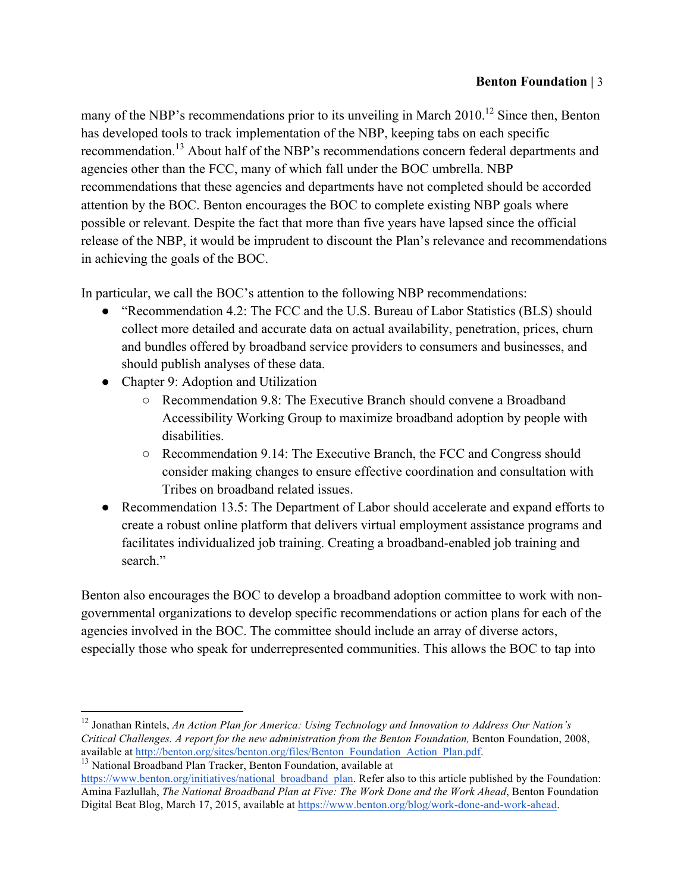many of the NBP's recommendations prior to its unveiling in March 2010.[12] Since then, Benton has developed tools to track implementation of the NBP, keeping tabs on each specific recommendation.[13] About half of the NBP's recommendations concern federal departments and agencies other than the FCC, many of which fall under the BOC umbrella. NBP recommendations that these agencies and departments have not completed should be accorded attention by the BOC. Benton encourages the BOC to complete existing NBP goals where possible or relevant. Despite the fact that more than five years have lapsed since the official release of the NBP, it would be imprudent to discount the Plan's relevance and recommendations in achieving the goals of the BOC.

In particular, we call the BOC's attention to the following NBP recommendations:

- "Recommendation 4.2: The FCC and the U.S. Bureau of Labor Statistics (BLS) should collect more detailed and accurate data on actual availability, penetration, prices, churn and bundles offered by broadband service providers to consumers and businesses, and should publish analyses of these data.
- Chapter 9: Adoption and Utilization
    - Recommendation 9.8: The Executive Branch should convene a Broadband Accessibility Working Group to maximize broadband adoption by people with disabilities.
    - Recommendation 9.14: The Executive Branch, the FCC and Congress should consider making changes to ensure effective coordination and consultation with Tribes on broadband related issues.
- Recommendation 13.5: The Department of Labor should accelerate and expand efforts to create a robust online platform that delivers virtual employment assistance programs and facilitates individualized job training. Creating a broadband-enabled job training and search."

Benton also encourages the BOC to develop a broadband adoption committee to work with non-governmental organizations to develop specific recommendations or action plans for each of the agencies involved in the BOC. The committee should include an array of diverse actors, especially those who speak for underrepresented communities. This allows the BOC to tap into

---

[12] Jonathan Rintels, *An Action Plan for America: Using Technology and Innovation to Address Our Nation's Critical Challenges. A report for the new administration from the Benton Foundation,* Benton Foundation, 2008, available at http://benton.org/sites/benton.org/files/Benton_Foundation_Action_Plan.pdf.

[13] National Broadband Plan Tracker, Benton Foundation, available at https://www.benton.org/initiatives/national_broadband_plan. Refer also to this article published by the Foundation: Amina Fazlullah, *The National Broadband Plan at Five: The Work Done and the Work Ahead*, Benton Foundation Digital Beat Blog, March 17, 2015, available at https://www.benton.org/blog/work-done-and-work-ahead.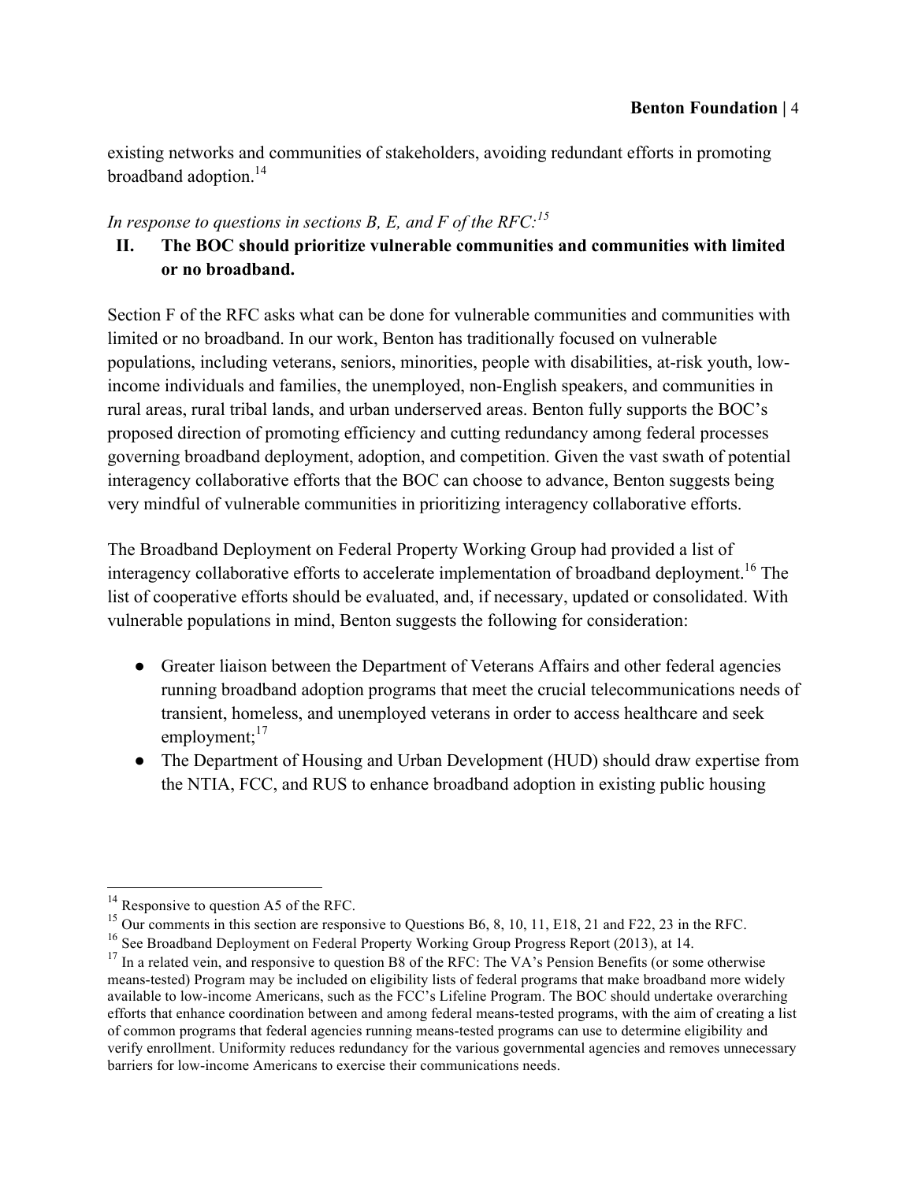existing networks and communities of stakeholders, avoiding redundant efforts in promoting broadband adoption.[14]

*In response to questions in sections B, E, and F of the RFC:*[15]

## II. The BOC should prioritize vulnerable communities and communities with limited or no broadband.

Section F of the RFC asks what can be done for vulnerable communities and communities with limited or no broadband. In our work, Benton has traditionally focused on vulnerable populations, including veterans, seniors, minorities, people with disabilities, at-risk youth, low-income individuals and families, the unemployed, non-English speakers, and communities in rural areas, rural tribal lands, and urban underserved areas. Benton fully supports the BOC's proposed direction of promoting efficiency and cutting redundancy among federal processes governing broadband deployment, adoption, and competition. Given the vast swath of potential interagency collaborative efforts that the BOC can choose to advance, Benton suggests being very mindful of vulnerable communities in prioritizing interagency collaborative efforts.

The Broadband Deployment on Federal Property Working Group had provided a list of interagency collaborative efforts to accelerate implementation of broadband deployment.[16] The list of cooperative efforts should be evaluated, and, if necessary, updated or consolidated. With vulnerable populations in mind, Benton suggests the following for consideration:

- Greater liaison between the Department of Veterans Affairs and other federal agencies running broadband adoption programs that meet the crucial telecommunications needs of transient, homeless, and unemployed veterans in order to access healthcare and seek employment;[17]
- The Department of Housing and Urban Development (HUD) should draw expertise from the NTIA, FCC, and RUS to enhance broadband adoption in existing public housing

---

[14] Responsive to question A5 of the RFC.

[15] Our comments in this section are responsive to Questions B6, 8, 10, 11, E18, 21 and F22, 23 in the RFC.

[16] See Broadband Deployment on Federal Property Working Group Progress Report (2013), at 14.

[17] In a related vein, and responsive to question B8 of the RFC: The VA's Pension Benefits (or some otherwise means-tested) Program may be included on eligibility lists of federal programs that make broadband more widely available to low-income Americans, such as the FCC's Lifeline Program. The BOC should undertake overarching efforts that enhance coordination between and among federal means-tested programs, with the aim of creating a list of common programs that federal agencies running means-tested programs can use to determine eligibility and verify enrollment. Uniformity reduces redundancy for the various governmental agencies and removes unnecessary barriers for low-income Americans to exercise their communications needs.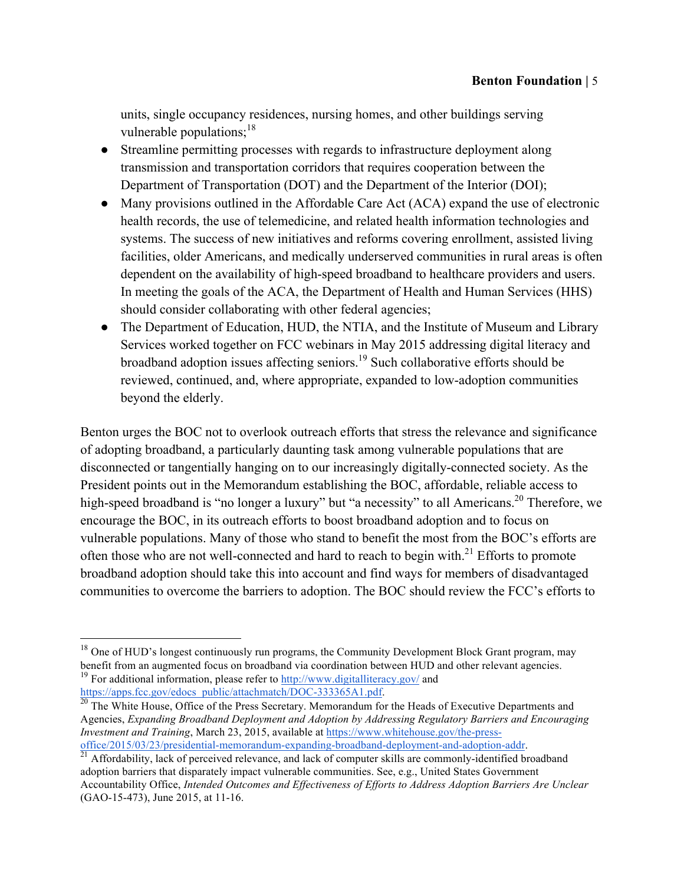units, single occupancy residences, nursing homes, and other buildings serving vulnerable populations;[18]

- Streamline permitting processes with regards to infrastructure deployment along transmission and transportation corridors that requires cooperation between the Department of Transportation (DOT) and the Department of the Interior (DOI);
- Many provisions outlined in the Affordable Care Act (ACA) expand the use of electronic health records, the use of telemedicine, and related health information technologies and systems. The success of new initiatives and reforms covering enrollment, assisted living facilities, older Americans, and medically underserved communities in rural areas is often dependent on the availability of high-speed broadband to healthcare providers and users. In meeting the goals of the ACA, the Department of Health and Human Services (HHS) should consider collaborating with other federal agencies;
- The Department of Education, HUD, the NTIA, and the Institute of Museum and Library Services worked together on FCC webinars in May 2015 addressing digital literacy and broadband adoption issues affecting seniors.[19] Such collaborative efforts should be reviewed, continued, and, where appropriate, expanded to low-adoption communities beyond the elderly.

Benton urges the BOC not to overlook outreach efforts that stress the relevance and significance of adopting broadband, a particularly daunting task among vulnerable populations that are disconnected or tangentially hanging on to our increasingly digitally-connected society. As the President points out in the Memorandum establishing the BOC, affordable, reliable access to high-speed broadband is "no longer a luxury" but "a necessity" to all Americans.[20] Therefore, we encourage the BOC, in its outreach efforts to boost broadband adoption and to focus on vulnerable populations. Many of those who stand to benefit the most from the BOC's efforts are often those who are not well-connected and hard to reach to begin with.[21] Efforts to promote broadband adoption should take this into account and find ways for members of disadvantaged communities to overcome the barriers to adoption. The BOC should review the FCC's efforts to

---

[18] One of HUD's longest continuously run programs, the Community Development Block Grant program, may benefit from an augmented focus on broadband via coordination between HUD and other relevant agencies.

[19] For additional information, please refer to http://www.digitalliteracy.gov/ and https://apps.fcc.gov/edocs_public/attachmatch/DOC-333365A1.pdf.

[20] The White House, Office of the Press Secretary. Memorandum for the Heads of Executive Departments and Agencies, *Expanding Broadband Deployment and Adoption by Addressing Regulatory Barriers and Encouraging Investment and Training*, March 23, 2015, available at https://www.whitehouse.gov/the-press-office/2015/03/23/presidential-memorandum-expanding-broadband-deployment-and-adoption-addr.

[21] Affordability, lack of perceived relevance, and lack of computer skills are commonly-identified broadband adoption barriers that disparately impact vulnerable communities. See, e.g., United States Government Accountability Office, *Intended Outcomes and Effectiveness of Efforts to Address Adoption Barriers Are Unclear* (GAO-15-473), June 2015, at 11-16.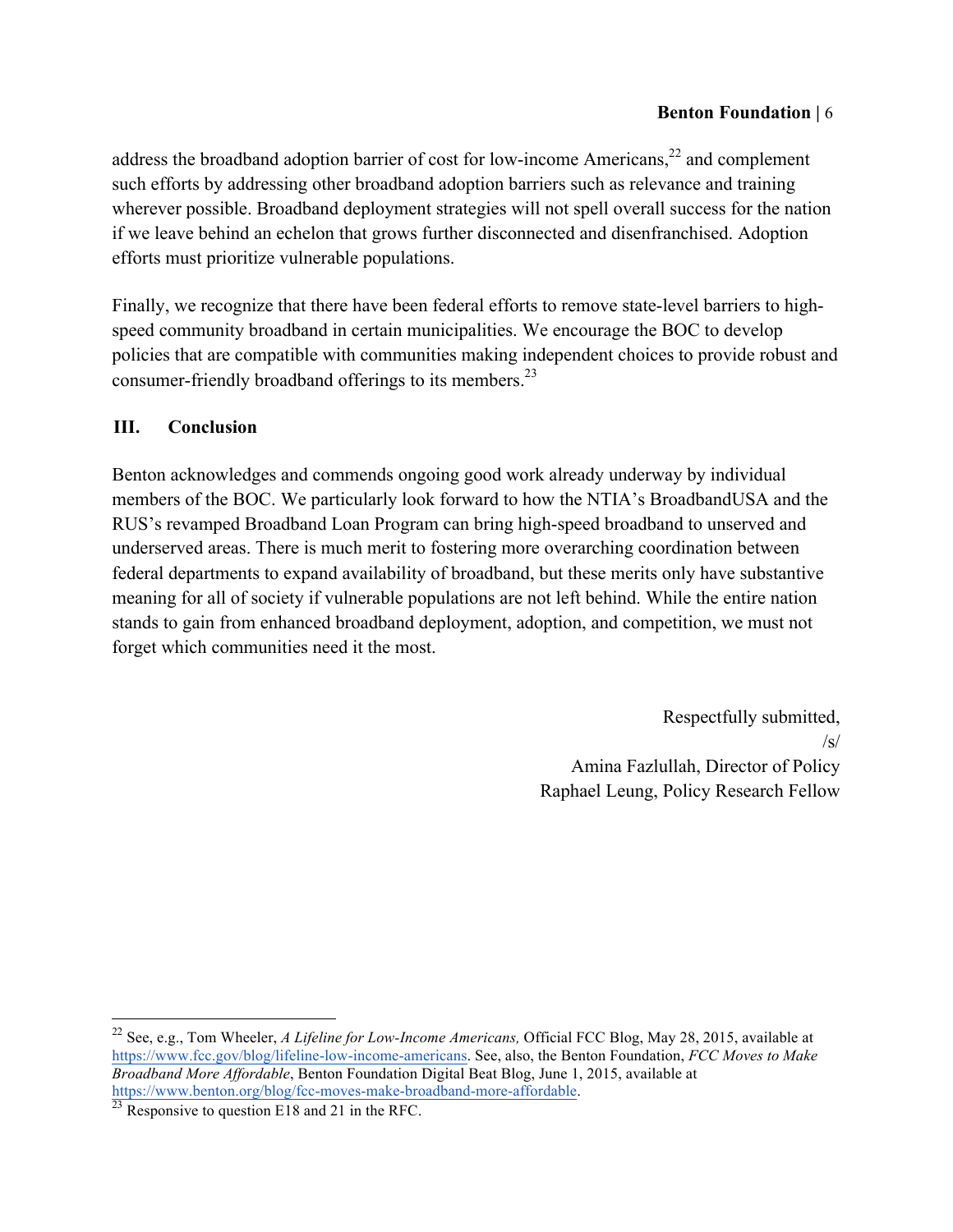address the broadband adoption barrier of cost for low-income Americans,[22] and complement such efforts by addressing other broadband adoption barriers such as relevance and training wherever possible. Broadband deployment strategies will not spell overall success for the nation if we leave behind an echelon that grows further disconnected and disenfranchised. Adoption efforts must prioritize vulnerable populations.

Finally, we recognize that there have been federal efforts to remove state-level barriers to high-speed community broadband in certain municipalities. We encourage the BOC to develop policies that are compatible with communities making independent choices to provide robust and consumer-friendly broadband offerings to its members.[23]

## III. Conclusion

Benton acknowledges and commends ongoing good work already underway by individual members of the BOC. We particularly look forward to how the NTIA's BroadbandUSA and the RUS's revamped Broadband Loan Program can bring high-speed broadband to unserved and underserved areas. There is much merit to fostering more overarching coordination between federal departments to expand availability of broadband, but these merits only have substantive meaning for all of society if vulnerable populations are not left behind. While the entire nation stands to gain from enhanced broadband deployment, adoption, and competition, we must not forget which communities need it the most.

Respectfully submitted,
/s/
Amina Fazlullah, Director of Policy
Raphael Leung, Policy Research Fellow

---

[22] See, e.g., Tom Wheeler, *A Lifeline for Low-Income Americans,* Official FCC Blog, May 28, 2015, available at https://www.fcc.gov/blog/lifeline-low-income-americans. See, also, the Benton Foundation, *FCC Moves to Make Broadband More Affordable*, Benton Foundation Digital Beat Blog, June 1, 2015, available at https://www.benton.org/blog/fcc-moves-make-broadband-more-affordable.

[23] Responsive to question E18 and 21 in the RFC.